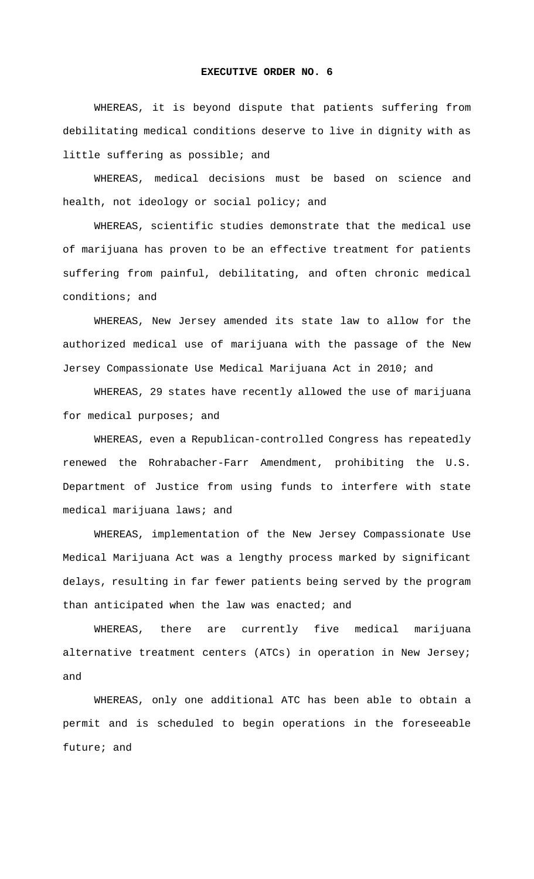**EXECUTIVE ORDER NO. 6**

WHEREAS, it is beyond dispute that patients suffering from debilitating medical conditions deserve to live in dignity with as little suffering as possible; and

WHEREAS, medical decisions must be based on science and health, not ideology or social policy; and

WHEREAS, scientific studies demonstrate that the medical use of marijuana has proven to be an effective treatment for patients suffering from painful, debilitating, and often chronic medical conditions; and

WHEREAS, New Jersey amended its state law to allow for the authorized medical use of marijuana with the passage of the New Jersey Compassionate Use Medical Marijuana Act in 2010; and

WHEREAS, 29 states have recently allowed the use of marijuana for medical purposes; and

WHEREAS, even a Republican-controlled Congress has repeatedly renewed the Rohrabacher-Farr Amendment, prohibiting the U.S. Department of Justice from using funds to interfere with state medical marijuana laws; and

WHEREAS, implementation of the New Jersey Compassionate Use Medical Marijuana Act was a lengthy process marked by significant delays, resulting in far fewer patients being served by the program than anticipated when the law was enacted; and

WHEREAS, there are currently five medical marijuana alternative treatment centers (ATCs) in operation in New Jersey; and

WHEREAS, only one additional ATC has been able to obtain a permit and is scheduled to begin operations in the foreseeable future; and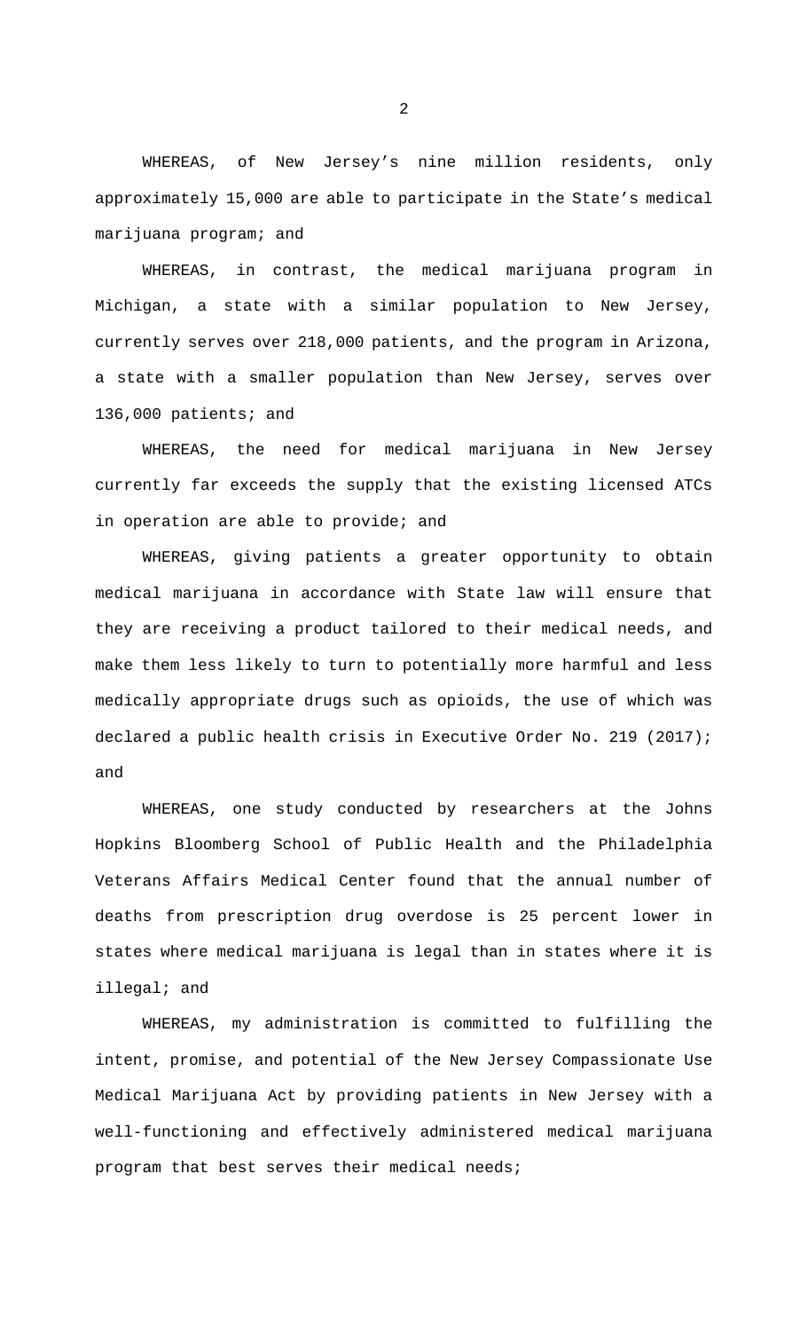WHEREAS, of New Jersey's nine million residents, only approximately 15,000 are able to participate in the State's medical marijuana program; and

WHEREAS, in contrast, the medical marijuana program in Michigan, a state with a similar population to New Jersey, currently serves over 218,000 patients, and the program in Arizona, a state with a smaller population than New Jersey, serves over 136,000 patients; and

WHEREAS, the need for medical marijuana in New Jersey currently far exceeds the supply that the existing licensed ATCs in operation are able to provide; and

WHEREAS, giving patients a greater opportunity to obtain medical marijuana in accordance with State law will ensure that they are receiving a product tailored to their medical needs, and make them less likely to turn to potentially more harmful and less medically appropriate drugs such as opioids, the use of which was declared a public health crisis in Executive Order No. 219 (2017); and

WHEREAS, one study conducted by researchers at the Johns Hopkins Bloomberg School of Public Health and the Philadelphia Veterans Affairs Medical Center found that the annual number of deaths from prescription drug overdose is 25 percent lower in states where medical marijuana is legal than in states where it is illegal; and

WHEREAS, my administration is committed to fulfilling the intent, promise, and potential of the New Jersey Compassionate Use Medical Marijuana Act by providing patients in New Jersey with a well-functioning and effectively administered medical marijuana program that best serves their medical needs;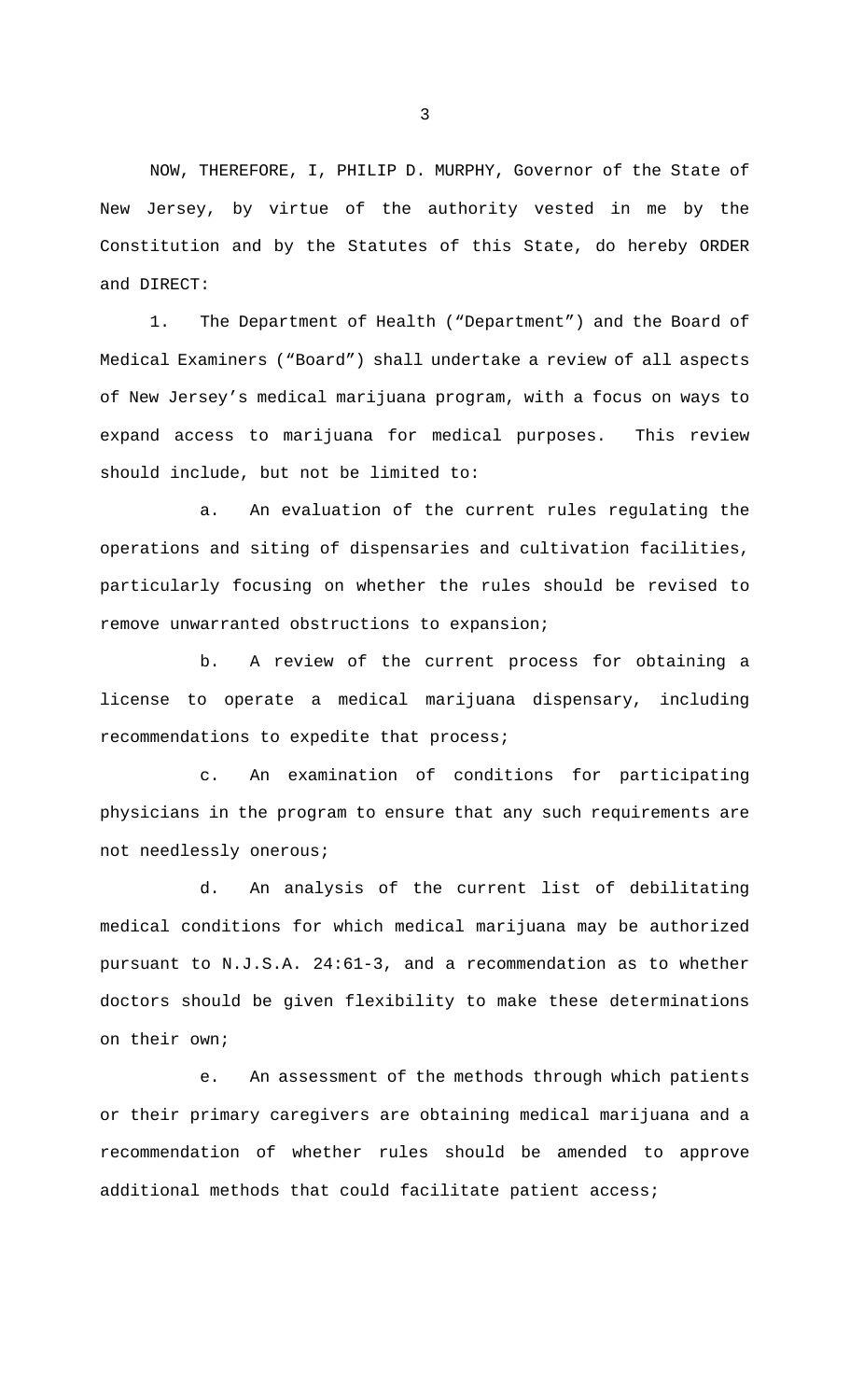NOW, THEREFORE, I, PHILIP D. MURPHY, Governor of the State of New Jersey, by virtue of the authority vested in me by the Constitution and by the Statutes of this State, do hereby ORDER and DIRECT:

1. The Department of Health ("Department") and the Board of Medical Examiners ("Board") shall undertake a review of all aspects of New Jersey's medical marijuana program, with a focus on ways to expand access to marijuana for medical purposes. This review should include, but not be limited to:

   a. An evaluation of the current rules regulating the operations and siting of dispensaries and cultivation facilities, particularly focusing on whether the rules should be revised to remove unwarranted obstructions to expansion;

   b. A review of the current process for obtaining a license to operate a medical marijuana dispensary, including recommendations to expedite that process;

   c. An examination of conditions for participating physicians in the program to ensure that any such requirements are not needlessly onerous;

   d. An analysis of the current list of debilitating medical conditions for which medical marijuana may be authorized pursuant to N.J.S.A. 24:61-3, and a recommendation as to whether doctors should be given flexibility to make these determinations on their own;

   e. An assessment of the methods through which patients or their primary caregivers are obtaining medical marijuana and a recommendation of whether rules should be amended to approve additional methods that could facilitate patient access;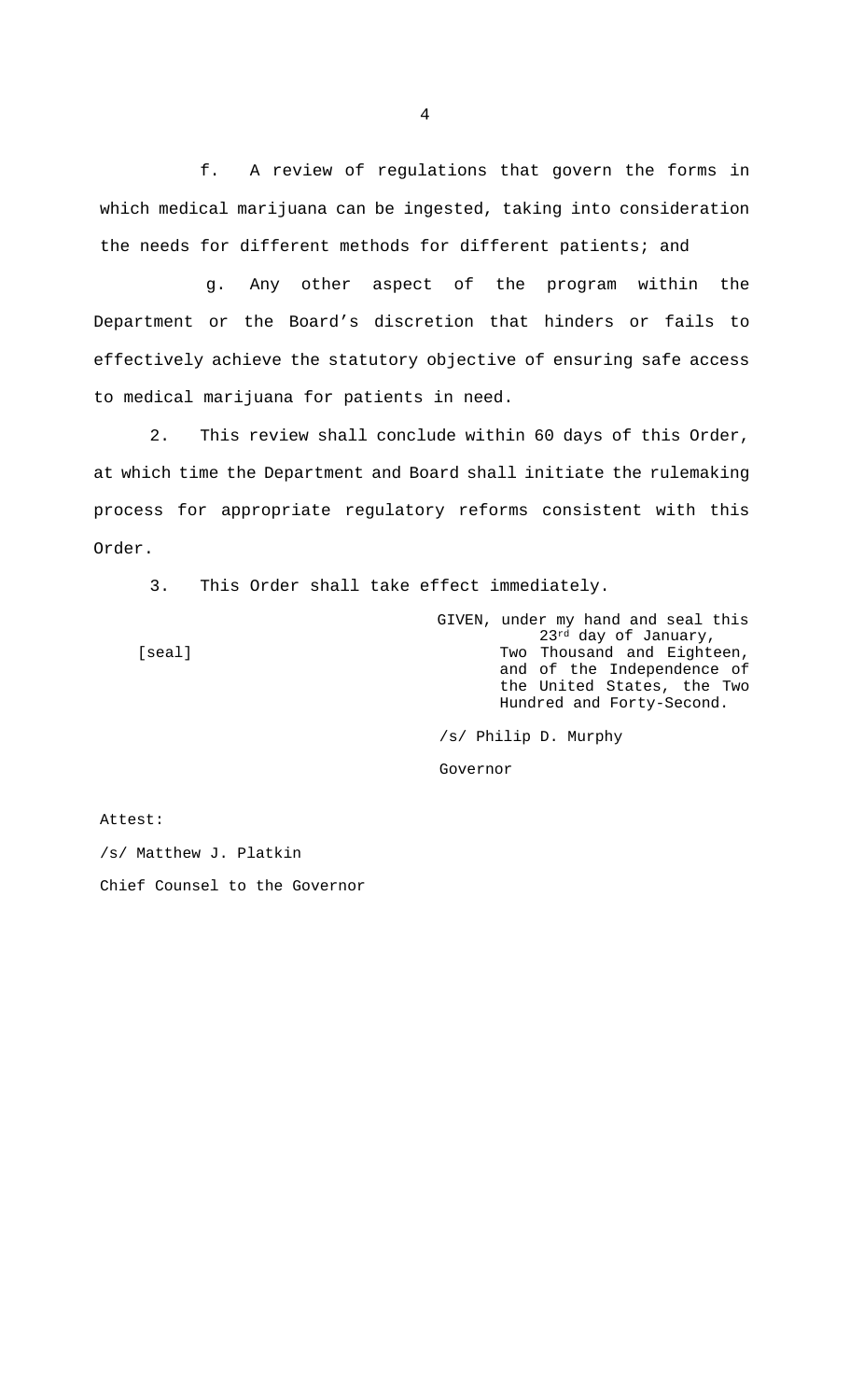f. A review of regulations that govern the forms in which medical marijuana can be ingested, taking into consideration the needs for different methods for different patients; and

g. Any other aspect of the program within the Department or the Board's discretion that hinders or fails to effectively achieve the statutory objective of ensuring safe access to medical marijuana for patients in need.

2. This review shall conclude within 60 days of this Order, at which time the Department and Board shall initiate the rulemaking process for appropriate regulatory reforms consistent with this Order.

3. This Order shall take effect immediately.

[seal]

GIVEN, under my hand and seal this 23rd day of January, Two Thousand and Eighteen, and of the Independence of the United States, the Two Hundred and Forty-Second.

/s/ Philip D. Murphy

Governor

Attest:

/s/ Matthew J. Platkin

Chief Counsel to the Governor